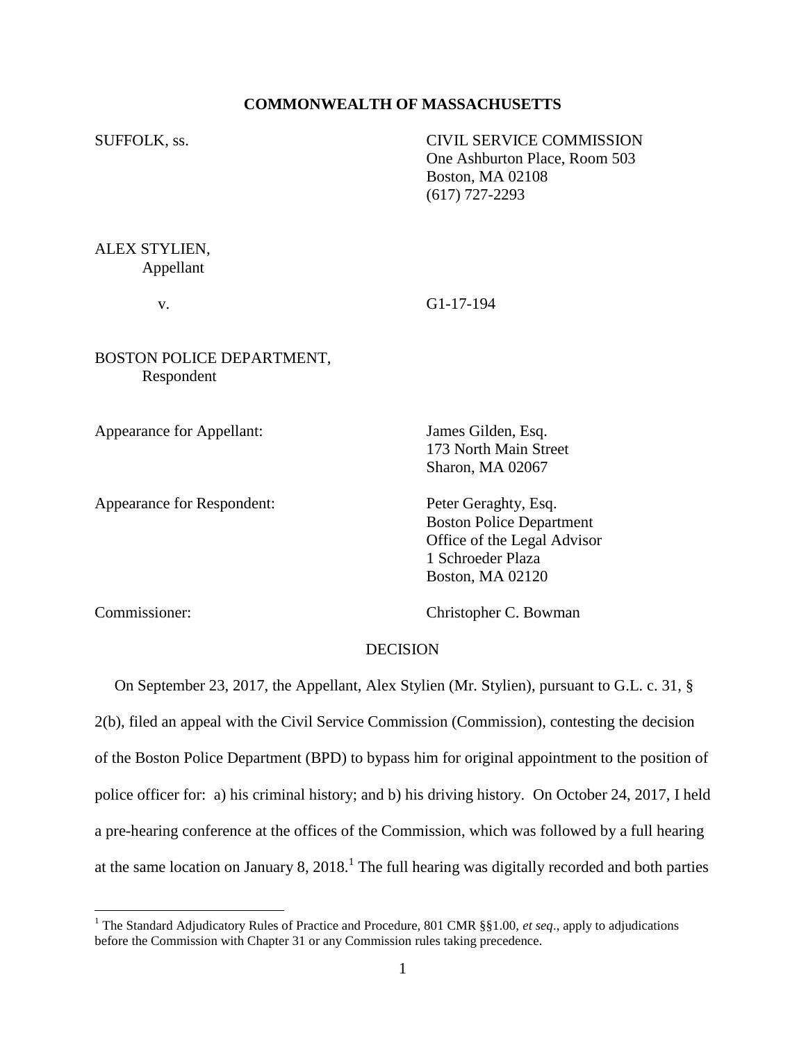**COMMONWEALTH OF MASSACHUSETTS**

SUFFOLK, ss.

CIVIL SERVICE COMMISSION
One Ashburton Place, Room 503
Boston, MA 02108
(617) 727-2293

ALEX STYLIEN,
Appellant

v. G1-17-194

BOSTON POLICE DEPARTMENT,
Respondent

Appearance for Appellant: James Gilden, Esq.
173 North Main Street
Sharon, MA 02067

Appearance for Respondent: Peter Geraghty, Esq.
Boston Police Department
Office of the Legal Advisor
1 Schroeder Plaza
Boston, MA 02120

Commissioner: Christopher C. Bowman

DECISION

On September 23, 2017, the Appellant, Alex Stylien (Mr. Stylien), pursuant to G.L. c. 31, § 2(b), filed an appeal with the Civil Service Commission (Commission), contesting the decision of the Boston Police Department (BPD) to bypass him for original appointment to the position of police officer for: a) his criminal history; and b) his driving history. On October 24, 2017, I held a pre-hearing conference at the offices of the Commission, which was followed by a full hearing at the same location on January 8, 2018.[1] The full hearing was digitally recorded and both parties

[1] The Standard Adjudicatory Rules of Practice and Procedure, 801 CMR §§1.00, *et seq*., apply to adjudications before the Commission with Chapter 31 or any Commission rules taking precedence.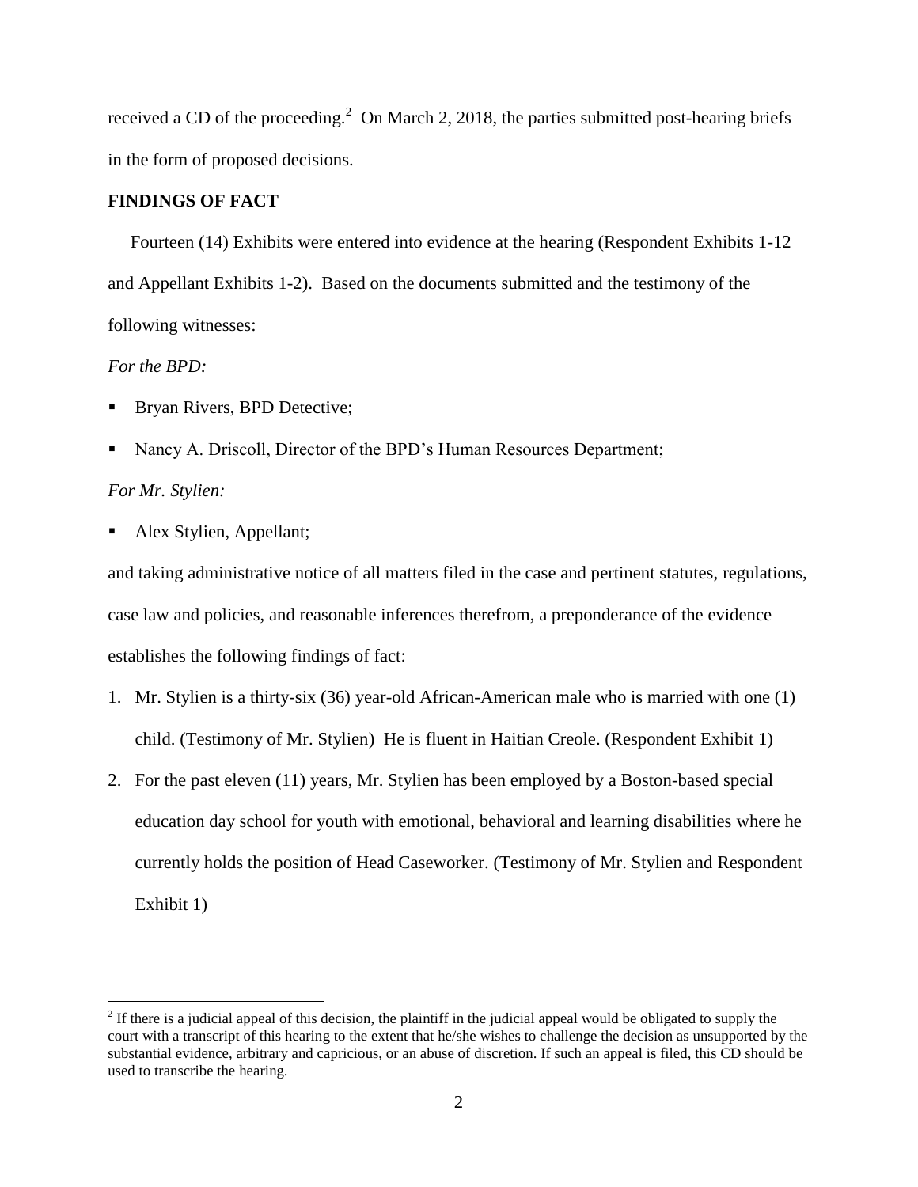received a CD of the proceeding.[2] On March 2, 2018, the parties submitted post-hearing briefs in the form of proposed decisions.

**FINDINGS OF FACT**

Fourteen (14) Exhibits were entered into evidence at the hearing (Respondent Exhibits 1-12 and Appellant Exhibits 1-2). Based on the documents submitted and the testimony of the following witnesses:

*For the BPD:*

- Bryan Rivers, BPD Detective;
- Nancy A. Driscoll, Director of the BPD's Human Resources Department;

*For Mr. Stylien:*

- Alex Stylien, Appellant;

and taking administrative notice of all matters filed in the case and pertinent statutes, regulations, case law and policies, and reasonable inferences therefrom, a preponderance of the evidence establishes the following findings of fact:

1. Mr. Stylien is a thirty-six (36) year-old African-American male who is married with one (1) child. (Testimony of Mr. Stylien) He is fluent in Haitian Creole. (Respondent Exhibit 1)
2. For the past eleven (11) years, Mr. Stylien has been employed by a Boston-based special education day school for youth with emotional, behavioral and learning disabilities where he currently holds the position of Head Caseworker. (Testimony of Mr. Stylien and Respondent Exhibit 1)

[2] If there is a judicial appeal of this decision, the plaintiff in the judicial appeal would be obligated to supply the court with a transcript of this hearing to the extent that he/she wishes to challenge the decision as unsupported by the substantial evidence, arbitrary and capricious, or an abuse of discretion. If such an appeal is filed, this CD should be used to transcribe the hearing.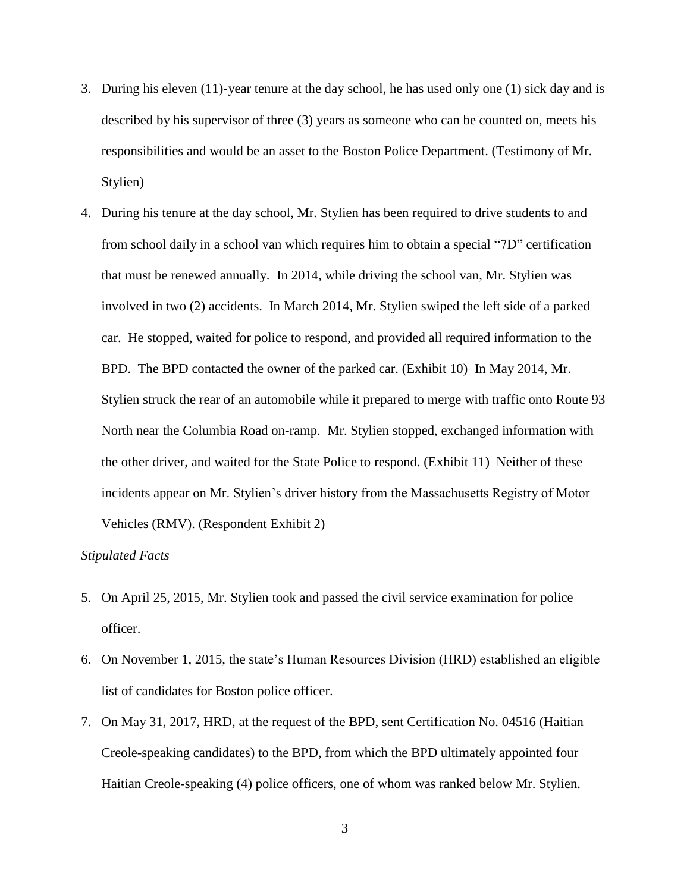3. During his eleven (11)-year tenure at the day school, he has used only one (1) sick day and is described by his supervisor of three (3) years as someone who can be counted on, meets his responsibilities and would be an asset to the Boston Police Department. (Testimony of Mr. Stylien)

4. During his tenure at the day school, Mr. Stylien has been required to drive students to and from school daily in a school van which requires him to obtain a special "7D" certification that must be renewed annually. In 2014, while driving the school van, Mr. Stylien was involved in two (2) accidents. In March 2014, Mr. Stylien swiped the left side of a parked car. He stopped, waited for police to respond, and provided all required information to the BPD. The BPD contacted the owner of the parked car. (Exhibit 10) In May 2014, Mr. Stylien struck the rear of an automobile while it prepared to merge with traffic onto Route 93 North near the Columbia Road on-ramp. Mr. Stylien stopped, exchanged information with the other driver, and waited for the State Police to respond. (Exhibit 11) Neither of these incidents appear on Mr. Stylien's driver history from the Massachusetts Registry of Motor Vehicles (RMV). (Respondent Exhibit 2)

*Stipulated Facts*

5. On April 25, 2015, Mr. Stylien took and passed the civil service examination for police officer.

6. On November 1, 2015, the state's Human Resources Division (HRD) established an eligible list of candidates for Boston police officer.

7. On May 31, 2017, HRD, at the request of the BPD, sent Certification No. 04516 (Haitian Creole-speaking candidates) to the BPD, from which the BPD ultimately appointed four Haitian Creole-speaking (4) police officers, one of whom was ranked below Mr. Stylien.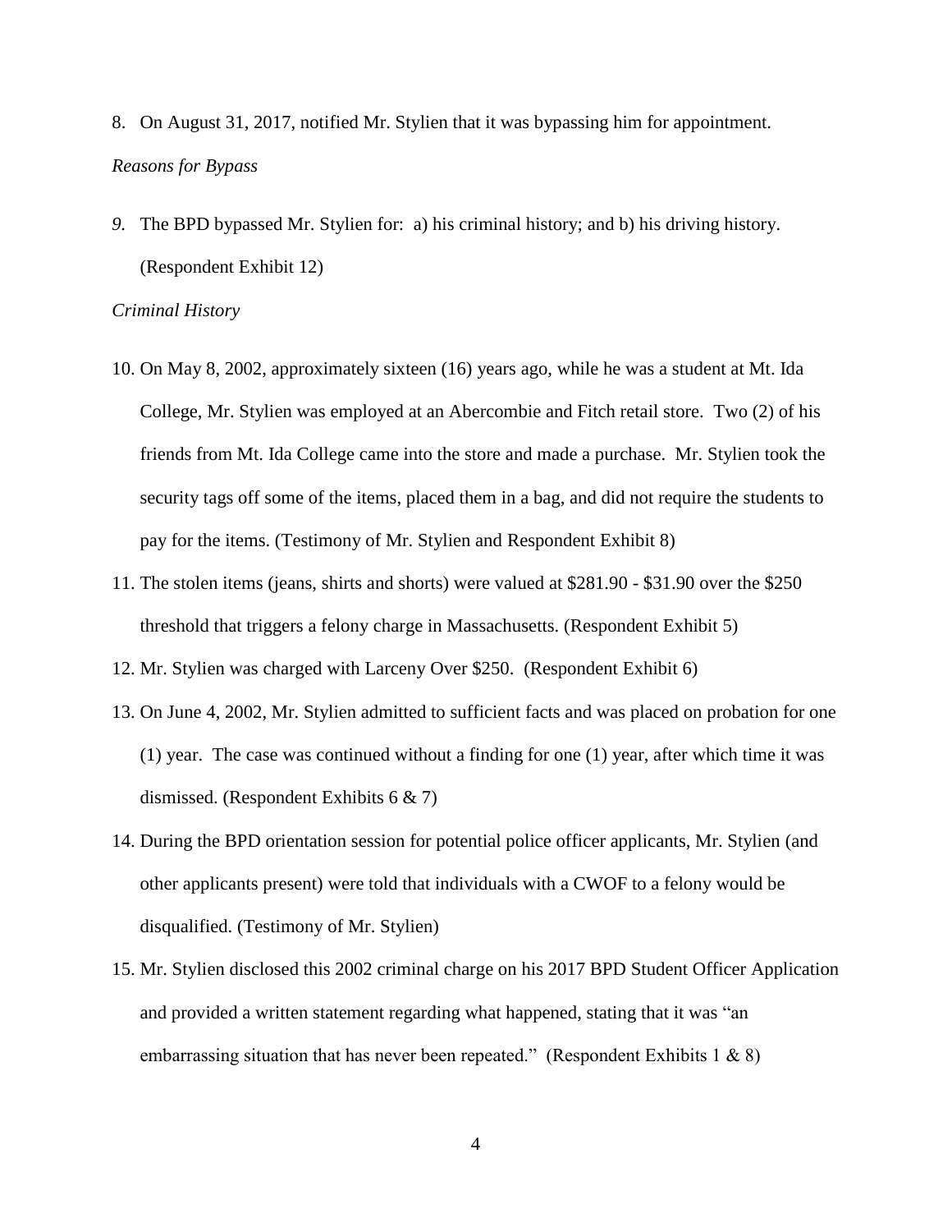8. On August 31, 2017, notified Mr. Stylien that it was bypassing him for appointment.

*Reasons for Bypass*

9. The BPD bypassed Mr. Stylien for: a) his criminal history; and b) his driving history. (Respondent Exhibit 12)

*Criminal History*

10. On May 8, 2002, approximately sixteen (16) years ago, while he was a student at Mt. Ida College, Mr. Stylien was employed at an Abercombie and Fitch retail store. Two (2) of his friends from Mt. Ida College came into the store and made a purchase. Mr. Stylien took the security tags off some of the items, placed them in a bag, and did not require the students to pay for the items. (Testimony of Mr. Stylien and Respondent Exhibit 8)

11. The stolen items (jeans, shirts and shorts) were valued at $281.90 - $31.90 over the $250 threshold that triggers a felony charge in Massachusetts. (Respondent Exhibit 5)

12. Mr. Stylien was charged with Larceny Over $250. (Respondent Exhibit 6)

13. On June 4, 2002, Mr. Stylien admitted to sufficient facts and was placed on probation for one (1) year. The case was continued without a finding for one (1) year, after which time it was dismissed. (Respondent Exhibits 6 & 7)

14. During the BPD orientation session for potential police officer applicants, Mr. Stylien (and other applicants present) were told that individuals with a CWOF to a felony would be disqualified. (Testimony of Mr. Stylien)

15. Mr. Stylien disclosed this 2002 criminal charge on his 2017 BPD Student Officer Application and provided a written statement regarding what happened, stating that it was "an embarrassing situation that has never been repeated." (Respondent Exhibits 1 & 8)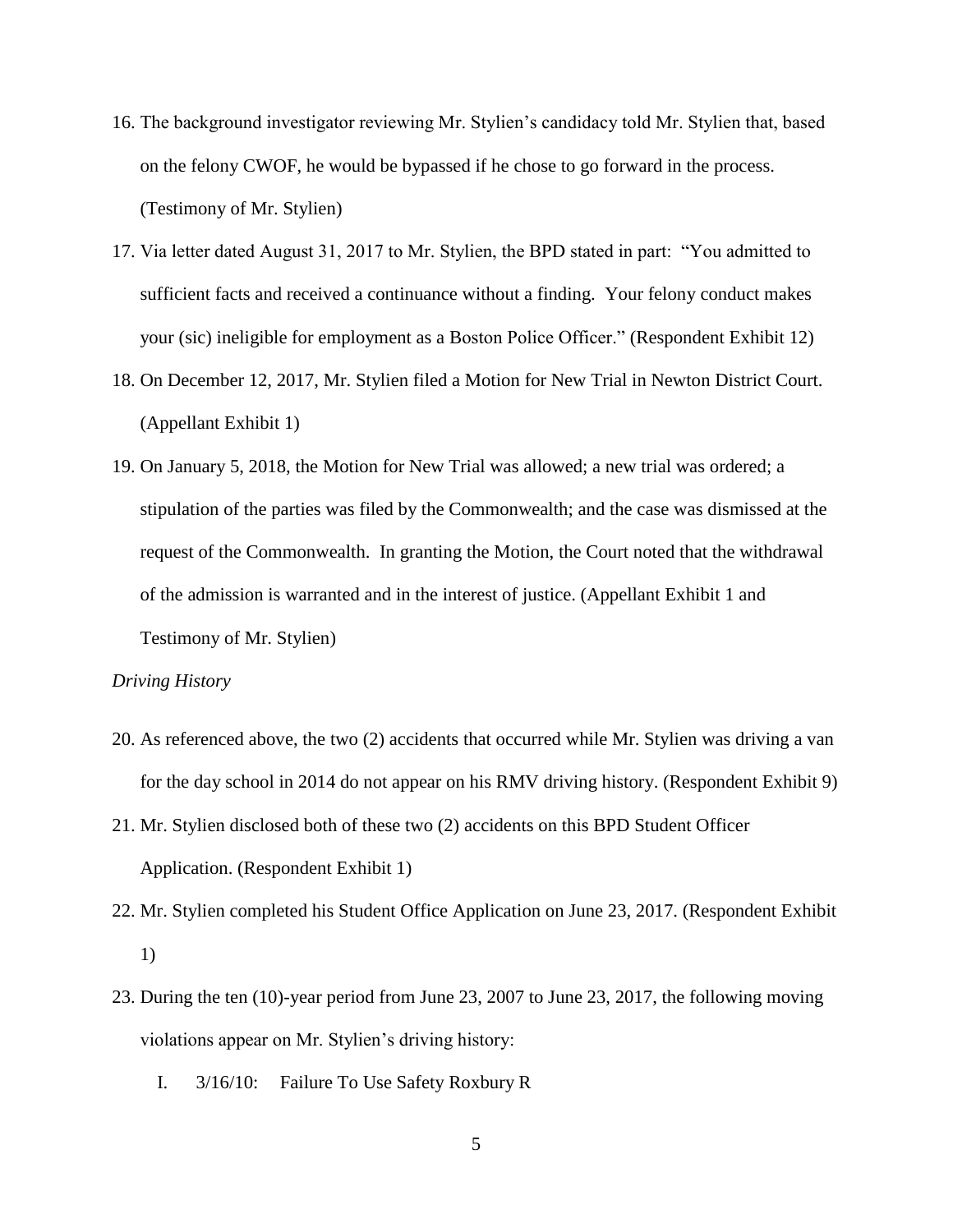16. The background investigator reviewing Mr. Stylien's candidacy told Mr. Stylien that, based on the felony CWOF, he would be bypassed if he chose to go forward in the process. (Testimony of Mr. Stylien)

17. Via letter dated August 31, 2017 to Mr. Stylien, the BPD stated in part: "You admitted to sufficient facts and received a continuance without a finding. Your felony conduct makes your (sic) ineligible for employment as a Boston Police Officer." (Respondent Exhibit 12)

18. On December 12, 2017, Mr. Stylien filed a Motion for New Trial in Newton District Court. (Appellant Exhibit 1)

19. On January 5, 2018, the Motion for New Trial was allowed; a new trial was ordered; a stipulation of the parties was filed by the Commonwealth; and the case was dismissed at the request of the Commonwealth. In granting the Motion, the Court noted that the withdrawal of the admission is warranted and in the interest of justice. (Appellant Exhibit 1 and Testimony of Mr. Stylien)

*Driving History*

20. As referenced above, the two (2) accidents that occurred while Mr. Stylien was driving a van for the day school in 2014 do not appear on his RMV driving history. (Respondent Exhibit 9)

21. Mr. Stylien disclosed both of these two (2) accidents on this BPD Student Officer Application. (Respondent Exhibit 1)

22. Mr. Stylien completed his Student Office Application on June 23, 2017. (Respondent Exhibit 1)

23. During the ten (10)-year period from June 23, 2007 to June 23, 2017, the following moving violations appear on Mr. Stylien's driving history:

    I. 3/16/10: Failure To Use Safety Roxbury R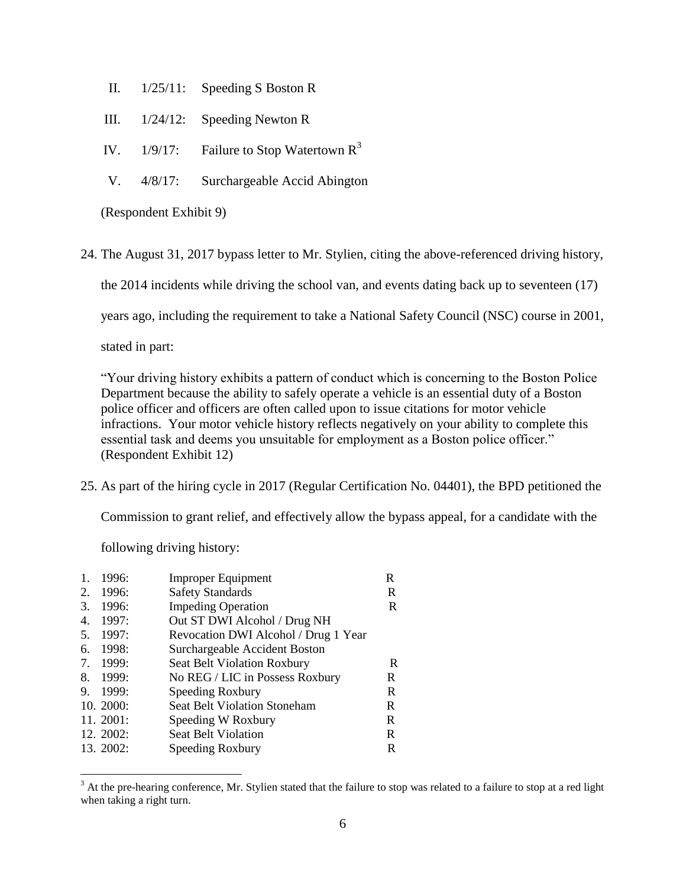II. 1/25/11: Speeding S Boston R

III. 1/24/12: Speeding Newton R

IV. 1/9/17: Failure to Stop Watertown R[3]

V. 4/8/17: Surchargeable Accid Abington

(Respondent Exhibit 9)

24. The August 31, 2017 bypass letter to Mr. Stylien, citing the above-referenced driving history, the 2014 incidents while driving the school van, and events dating back up to seventeen (17) years ago, including the requirement to take a National Safety Council (NSC) course in 2001, stated in part:

> "Your driving history exhibits a pattern of conduct which is concerning to the Boston Police Department because the ability to safely operate a vehicle is an essential duty of a Boston police officer and officers are often called upon to issue citations for motor vehicle infractions. Your motor vehicle history reflects negatively on your ability to complete this essential task and deems you unsuitable for employment as a Boston police officer." (Respondent Exhibit 12)

25. As part of the hiring cycle in 2017 (Regular Certification No. 04401), the BPD petitioned the Commission to grant relief, and effectively allow the bypass appeal, for a candidate with the following driving history:

| | | |
|---|---|---|
| 1. 1996: | Improper Equipment | R |
| 2. 1996: | Safety Standards | R |
| 3. 1996: | Impeding Operation | R |
| 4. 1997: | Out ST DWI Alcohol / Drug NH | |
| 5. 1997: | Revocation DWI Alcohol / Drug 1 Year | |
| 6. 1998: | Surchargeable Accident Boston | |
| 7. 1999: | Seat Belt Violation Roxbury | R |
| 8. 1999: | No REG / LIC in Possess Roxbury | R |
| 9. 1999: | Speeding Roxbury | R |
| 10. 2000: | Seat Belt Violation Stoneham | R |
| 11. 2001: | Speeding W Roxbury | R |
| 12. 2002: | Seat Belt Violation | R |
| 13. 2002: | Speeding Roxbury | R |

[3] At the pre-hearing conference, Mr. Stylien stated that the failure to stop was related to a failure to stop at a red light when taking a right turn.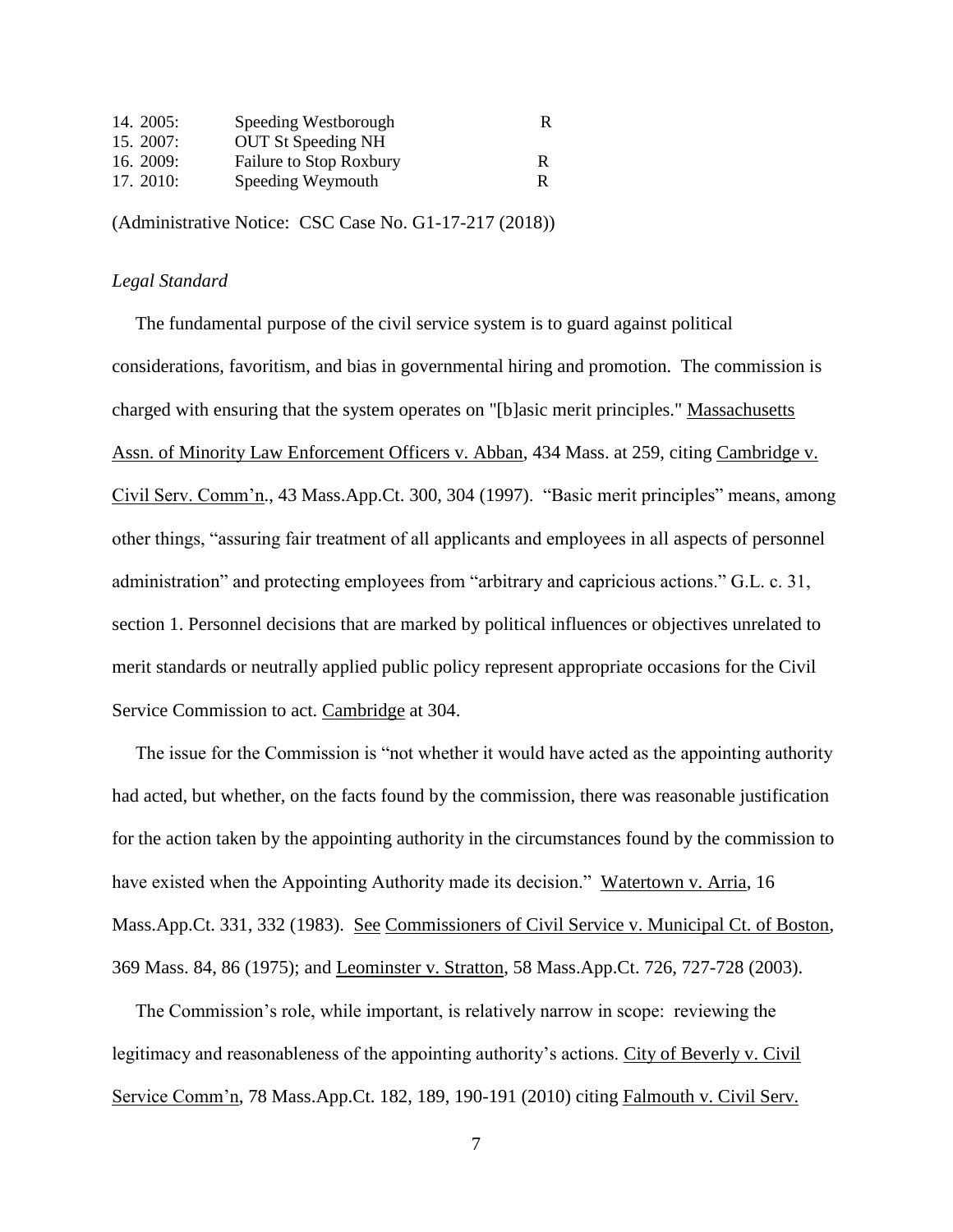| | | |
|---|---|---|
| 14. 2005: | Speeding Westborough | R |
| 15. 2007: | OUT St Speeding NH | |
| 16. 2009: | Failure to Stop Roxbury | R |
| 17. 2010: | Speeding Weymouth | R |

(Administrative Notice: CSC Case No. G1-17-217 (2018))

*Legal Standard*

The fundamental purpose of the civil service system is to guard against political considerations, favoritism, and bias in governmental hiring and promotion. The commission is charged with ensuring that the system operates on "[b]asic merit principles." Massachusetts Assn. of Minority Law Enforcement Officers v. Abban, 434 Mass. at 259, citing Cambridge v. Civil Serv. Comm'n., 43 Mass.App.Ct. 300, 304 (1997). "Basic merit principles" means, among other things, "assuring fair treatment of all applicants and employees in all aspects of personnel administration" and protecting employees from "arbitrary and capricious actions." G.L. c. 31, section 1. Personnel decisions that are marked by political influences or objectives unrelated to merit standards or neutrally applied public policy represent appropriate occasions for the Civil Service Commission to act. Cambridge at 304.

The issue for the Commission is "not whether it would have acted as the appointing authority had acted, but whether, on the facts found by the commission, there was reasonable justification for the action taken by the appointing authority in the circumstances found by the commission to have existed when the Appointing Authority made its decision." Watertown v. Arria, 16 Mass.App.Ct. 331, 332 (1983). See Commissioners of Civil Service v. Municipal Ct. of Boston, 369 Mass. 84, 86 (1975); and Leominster v. Stratton, 58 Mass.App.Ct. 726, 727-728 (2003).

The Commission's role, while important, is relatively narrow in scope: reviewing the legitimacy and reasonableness of the appointing authority's actions. City of Beverly v. Civil Service Comm'n, 78 Mass.App.Ct. 182, 189, 190-191 (2010) citing Falmouth v. Civil Serv.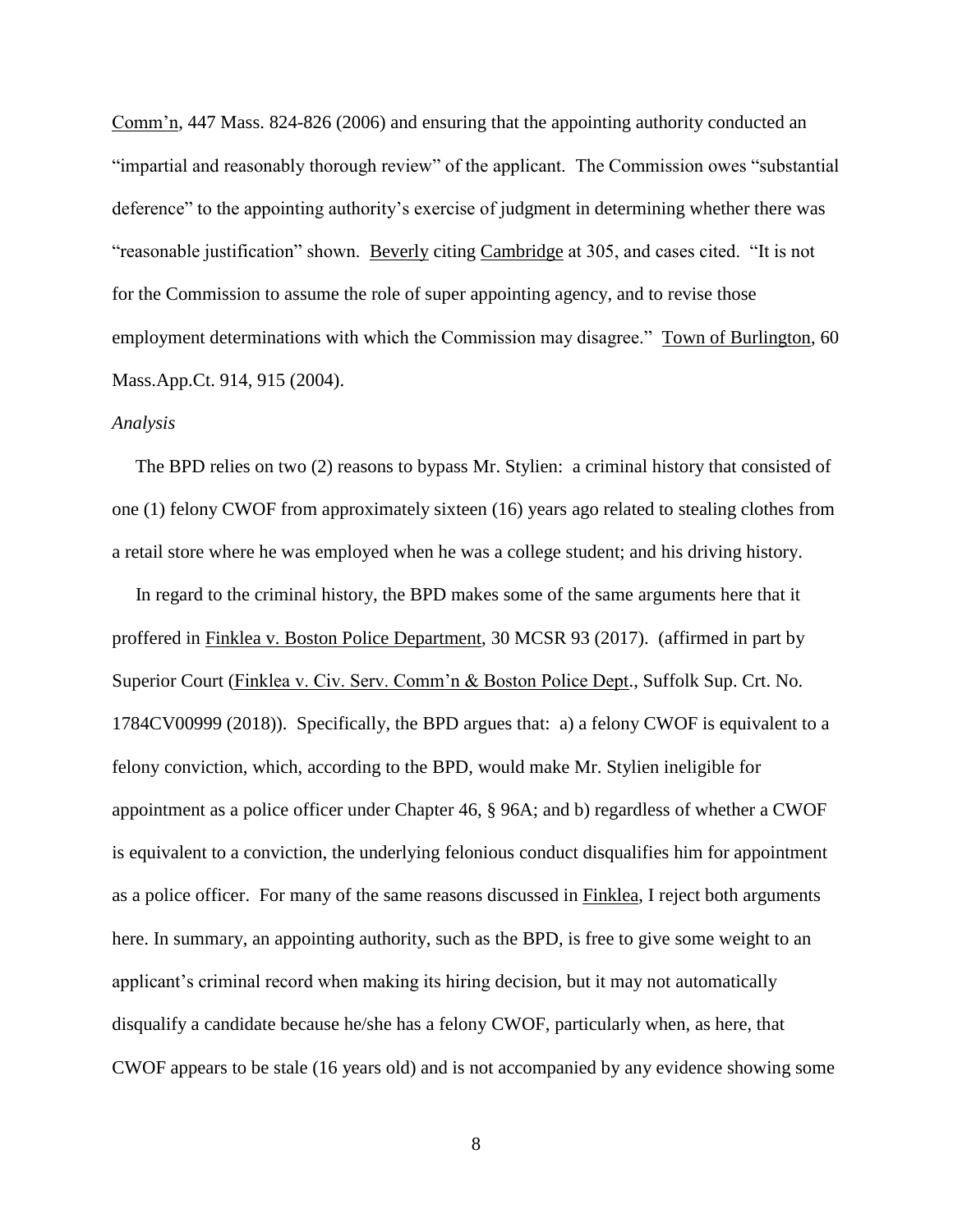Comm'n, 447 Mass. 824-826 (2006) and ensuring that the appointing authority conducted an "impartial and reasonably thorough review" of the applicant. The Commission owes "substantial deference" to the appointing authority's exercise of judgment in determining whether there was "reasonable justification" shown. Beverly citing Cambridge at 305, and cases cited. "It is not for the Commission to assume the role of super appointing agency, and to revise those employment determinations with which the Commission may disagree." Town of Burlington, 60 Mass.App.Ct. 914, 915 (2004).

*Analysis*

The BPD relies on two (2) reasons to bypass Mr. Stylien: a criminal history that consisted of one (1) felony CWOF from approximately sixteen (16) years ago related to stealing clothes from a retail store where he was employed when he was a college student; and his driving history.

In regard to the criminal history, the BPD makes some of the same arguments here that it proffered in Finklea v. Boston Police Department, 30 MCSR 93 (2017). (affirmed in part by Superior Court (Finklea v. Civ. Serv. Comm'n & Boston Police Dept., Suffolk Sup. Crt. No. 1784CV00999 (2018)). Specifically, the BPD argues that: a) a felony CWOF is equivalent to a felony conviction, which, according to the BPD, would make Mr. Stylien ineligible for appointment as a police officer under Chapter 46, § 96A; and b) regardless of whether a CWOF is equivalent to a conviction, the underlying felonious conduct disqualifies him for appointment as a police officer. For many of the same reasons discussed in Finklea, I reject both arguments here. In summary, an appointing authority, such as the BPD, is free to give some weight to an applicant's criminal record when making its hiring decision, but it may not automatically disqualify a candidate because he/she has a felony CWOF, particularly when, as here, that CWOF appears to be stale (16 years old) and is not accompanied by any evidence showing some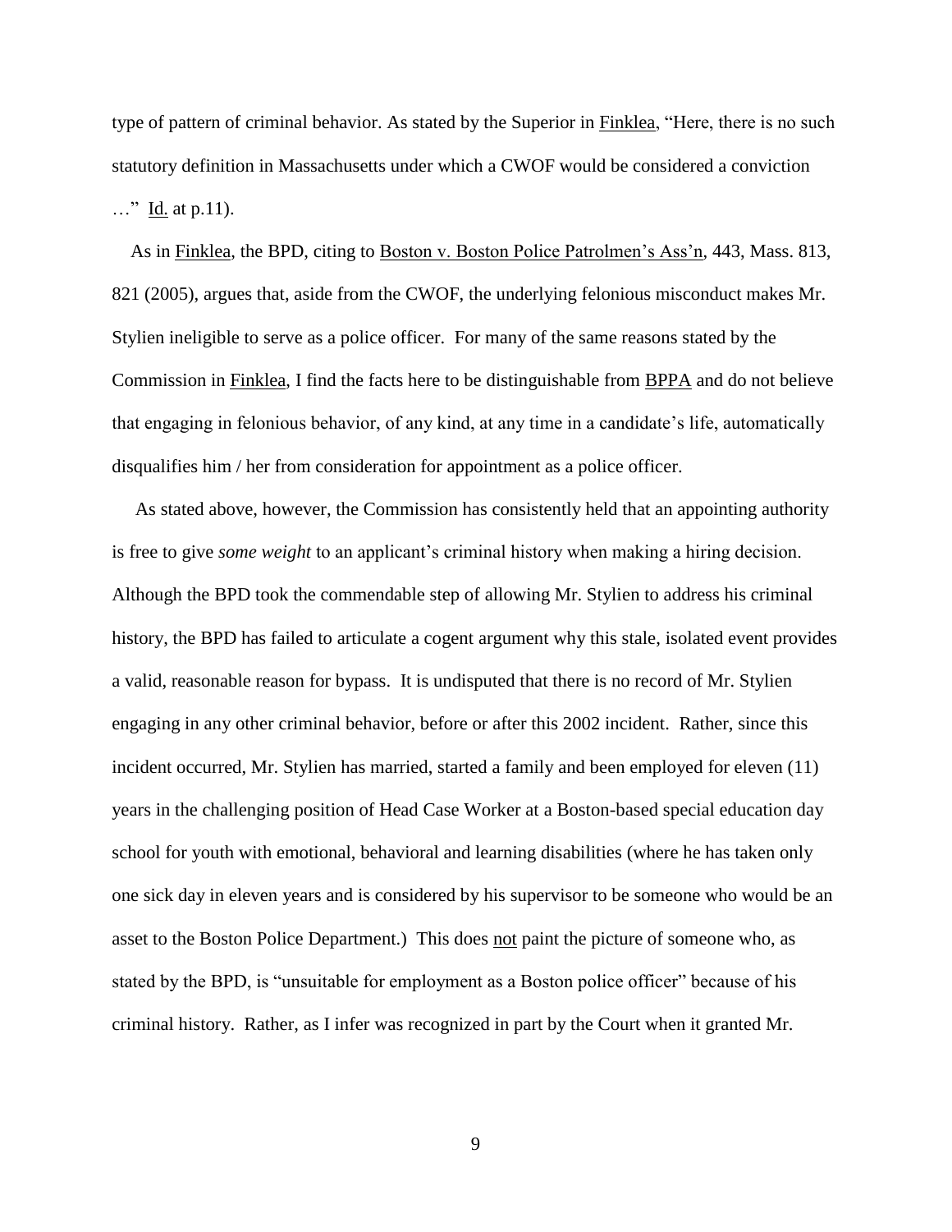type of pattern of criminal behavior. As stated by the Superior in Finklea, "Here, there is no such statutory definition in Massachusetts under which a CWOF would be considered a conviction …" Id. at p.11).

As in Finklea, the BPD, citing to Boston v. Boston Police Patrolmen's Ass'n, 443, Mass. 813, 821 (2005), argues that, aside from the CWOF, the underlying felonious misconduct makes Mr. Stylien ineligible to serve as a police officer. For many of the same reasons stated by the Commission in Finklea, I find the facts here to be distinguishable from BPPA and do not believe that engaging in felonious behavior, of any kind, at any time in a candidate's life, automatically disqualifies him / her from consideration for appointment as a police officer.

As stated above, however, the Commission has consistently held that an appointing authority is free to give *some weight* to an applicant's criminal history when making a hiring decision. Although the BPD took the commendable step of allowing Mr. Stylien to address his criminal history, the BPD has failed to articulate a cogent argument why this stale, isolated event provides a valid, reasonable reason for bypass. It is undisputed that there is no record of Mr. Stylien engaging in any other criminal behavior, before or after this 2002 incident. Rather, since this incident occurred, Mr. Stylien has married, started a family and been employed for eleven (11) years in the challenging position of Head Case Worker at a Boston-based special education day school for youth with emotional, behavioral and learning disabilities (where he has taken only one sick day in eleven years and is considered by his supervisor to be someone who would be an asset to the Boston Police Department.) This does not paint the picture of someone who, as stated by the BPD, is "unsuitable for employment as a Boston police officer" because of his criminal history. Rather, as I infer was recognized in part by the Court when it granted Mr.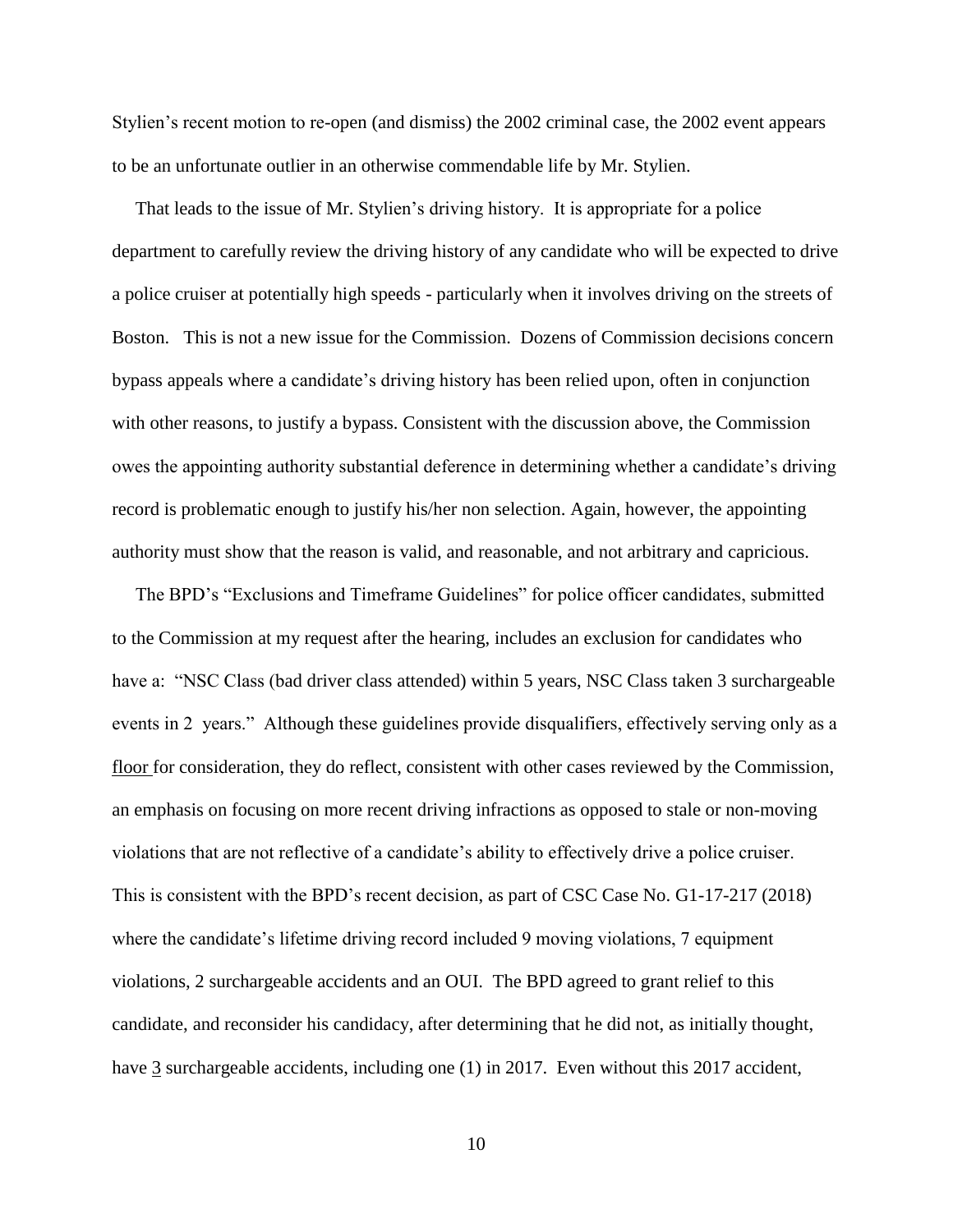Stylien's recent motion to re-open (and dismiss) the 2002 criminal case, the 2002 event appears to be an unfortunate outlier in an otherwise commendable life by Mr. Stylien.

That leads to the issue of Mr. Stylien's driving history. It is appropriate for a police department to carefully review the driving history of any candidate who will be expected to drive a police cruiser at potentially high speeds - particularly when it involves driving on the streets of Boston. This is not a new issue for the Commission. Dozens of Commission decisions concern bypass appeals where a candidate's driving history has been relied upon, often in conjunction with other reasons, to justify a bypass. Consistent with the discussion above, the Commission owes the appointing authority substantial deference in determining whether a candidate's driving record is problematic enough to justify his/her non selection. Again, however, the appointing authority must show that the reason is valid, and reasonable, and not arbitrary and capricious.

The BPD's "Exclusions and Timeframe Guidelines" for police officer candidates, submitted to the Commission at my request after the hearing, includes an exclusion for candidates who have a: "NSC Class (bad driver class attended) within 5 years, NSC Class taken 3 surchargeable events in 2 years." Although these guidelines provide disqualifiers, effectively serving only as a <u>floor</u> for consideration, they do reflect, consistent with other cases reviewed by the Commission, an emphasis on focusing on more recent driving infractions as opposed to stale or non-moving violations that are not reflective of a candidate's ability to effectively drive a police cruiser. This is consistent with the BPD's recent decision, as part of CSC Case No. G1-17-217 (2018) where the candidate's lifetime driving record included 9 moving violations, 7 equipment violations, 2 surchargeable accidents and an OUI. The BPD agreed to grant relief to this candidate, and reconsider his candidacy, after determining that he did not, as initially thought, have <u>3</u> surchargeable accidents, including one (1) in 2017. Even without this 2017 accident,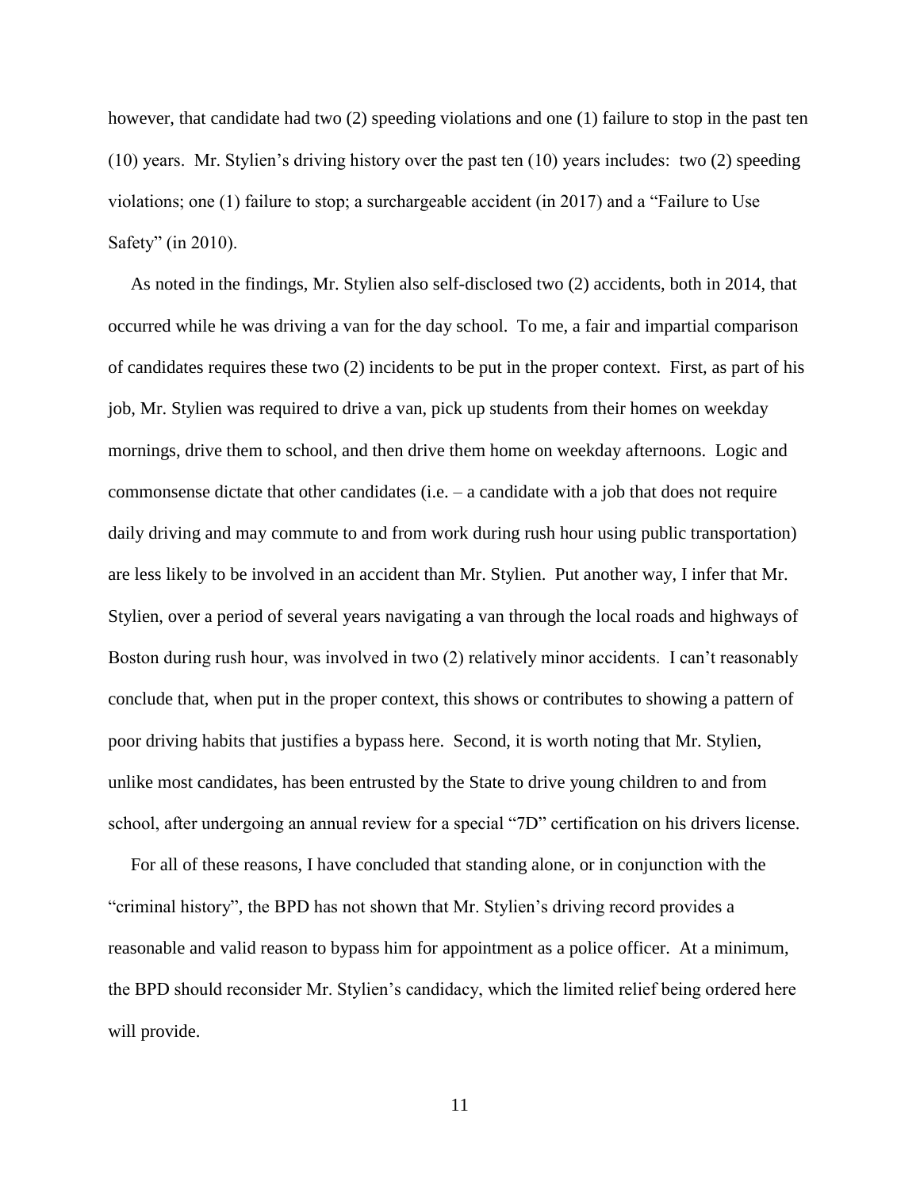however, that candidate had two (2) speeding violations and one (1) failure to stop in the past ten (10) years. Mr. Stylien's driving history over the past ten (10) years includes: two (2) speeding violations; one (1) failure to stop; a surchargeable accident (in 2017) and a "Failure to Use Safety" (in 2010).

As noted in the findings, Mr. Stylien also self-disclosed two (2) accidents, both in 2014, that occurred while he was driving a van for the day school. To me, a fair and impartial comparison of candidates requires these two (2) incidents to be put in the proper context. First, as part of his job, Mr. Stylien was required to drive a van, pick up students from their homes on weekday mornings, drive them to school, and then drive them home on weekday afternoons. Logic and commonsense dictate that other candidates (i.e. – a candidate with a job that does not require daily driving and may commute to and from work during rush hour using public transportation) are less likely to be involved in an accident than Mr. Stylien. Put another way, I infer that Mr. Stylien, over a period of several years navigating a van through the local roads and highways of Boston during rush hour, was involved in two (2) relatively minor accidents. I can't reasonably conclude that, when put in the proper context, this shows or contributes to showing a pattern of poor driving habits that justifies a bypass here. Second, it is worth noting that Mr. Stylien, unlike most candidates, has been entrusted by the State to drive young children to and from school, after undergoing an annual review for a special "7D" certification on his drivers license.

For all of these reasons, I have concluded that standing alone, or in conjunction with the "criminal history", the BPD has not shown that Mr. Stylien's driving record provides a reasonable and valid reason to bypass him for appointment as a police officer. At a minimum, the BPD should reconsider Mr. Stylien's candidacy, which the limited relief being ordered here will provide.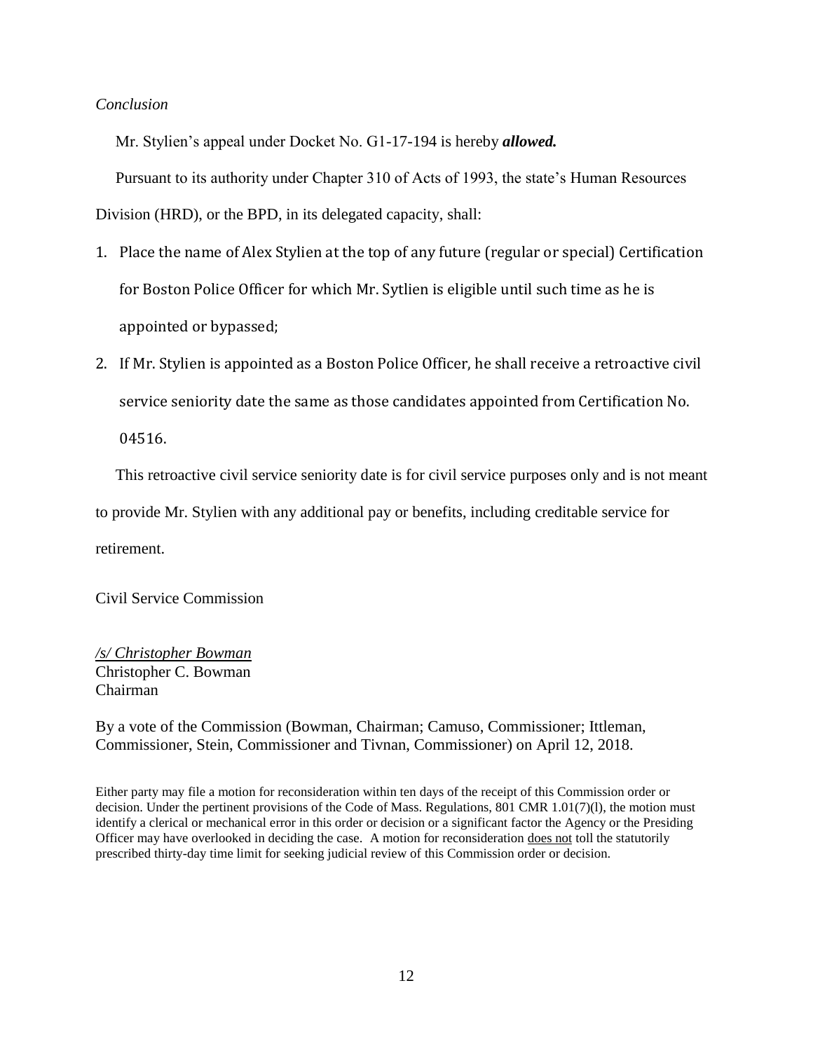*Conclusion*

Mr. Stylien's appeal under Docket No. G1-17-194 is hereby ***allowed.***

Pursuant to its authority under Chapter 310 of Acts of 1993, the state's Human Resources Division (HRD), or the BPD, in its delegated capacity, shall:

1. Place the name of Alex Stylien at the top of any future (regular or special) Certification for Boston Police Officer for which Mr. Sytlien is eligible until such time as he is appointed or bypassed;
2. If Mr. Stylien is appointed as a Boston Police Officer, he shall receive a retroactive civil service seniority date the same as those candidates appointed from Certification No. 04516.

This retroactive civil service seniority date is for civil service purposes only and is not meant to provide Mr. Stylien with any additional pay or benefits, including creditable service for retirement.

Civil Service Commission

*/s/ Christopher Bowman*
Christopher C. Bowman
Chairman

By a vote of the Commission (Bowman, Chairman; Camuso, Commissioner; Ittleman, Commissioner, Stein, Commissioner and Tivnan, Commissioner) on April 12, 2018.

Either party may file a motion for reconsideration within ten days of the receipt of this Commission order or decision. Under the pertinent provisions of the Code of Mass. Regulations, 801 CMR 1.01(7)(l), the motion must identify a clerical or mechanical error in this order or decision or a significant factor the Agency or the Presiding Officer may have overlooked in deciding the case. A motion for reconsideration does not toll the statutorily prescribed thirty-day time limit for seeking judicial review of this Commission order or decision.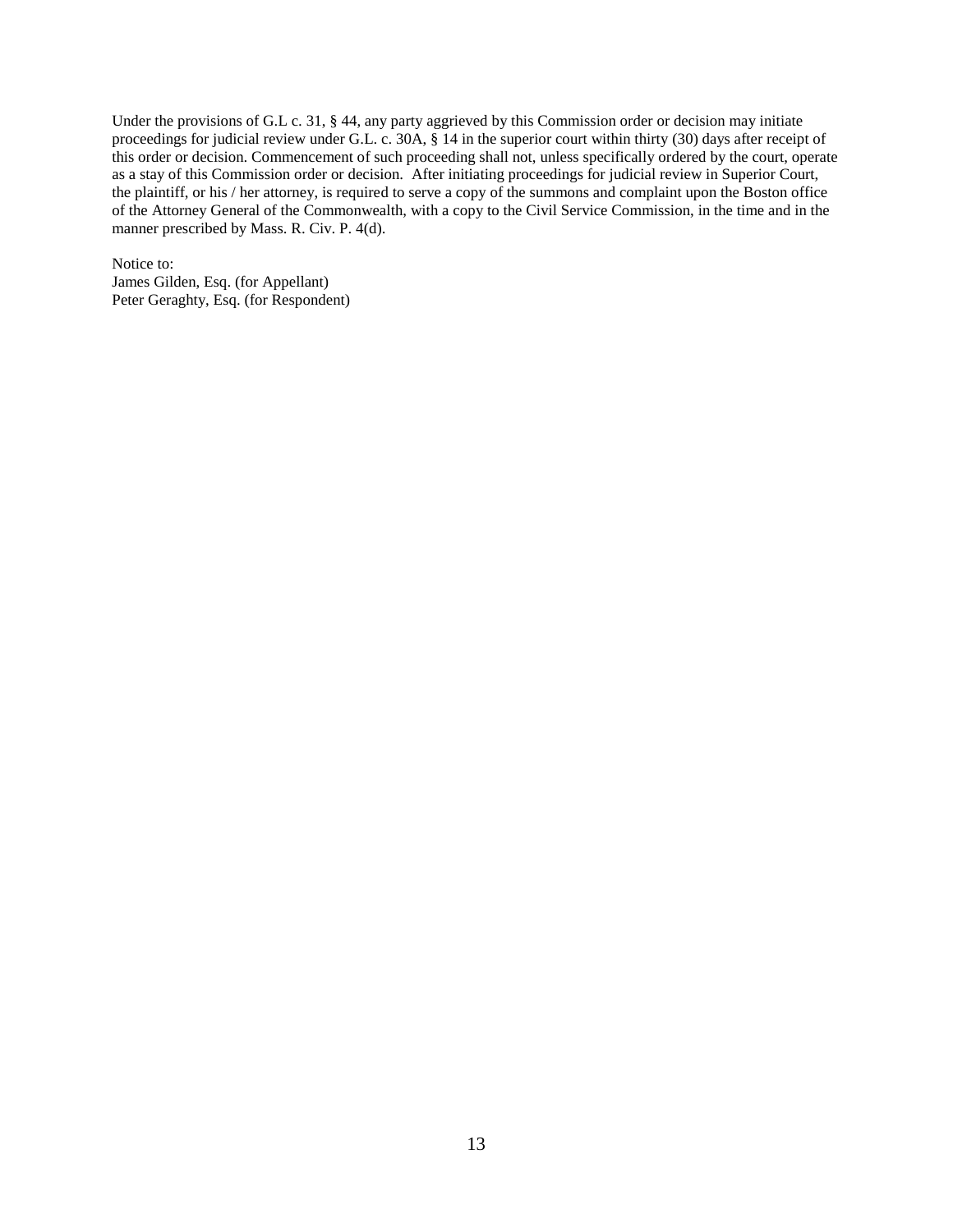Under the provisions of G.L c. 31, § 44, any party aggrieved by this Commission order or decision may initiate proceedings for judicial review under G.L. c. 30A, § 14 in the superior court within thirty (30) days after receipt of this order or decision. Commencement of such proceeding shall not, unless specifically ordered by the court, operate as a stay of this Commission order or decision. After initiating proceedings for judicial review in Superior Court, the plaintiff, or his / her attorney, is required to serve a copy of the summons and complaint upon the Boston office of the Attorney General of the Commonwealth, with a copy to the Civil Service Commission, in the time and in the manner prescribed by Mass. R. Civ. P. 4(d).

Notice to:
James Gilden, Esq. (for Appellant)
Peter Geraghty, Esq. (for Respondent)